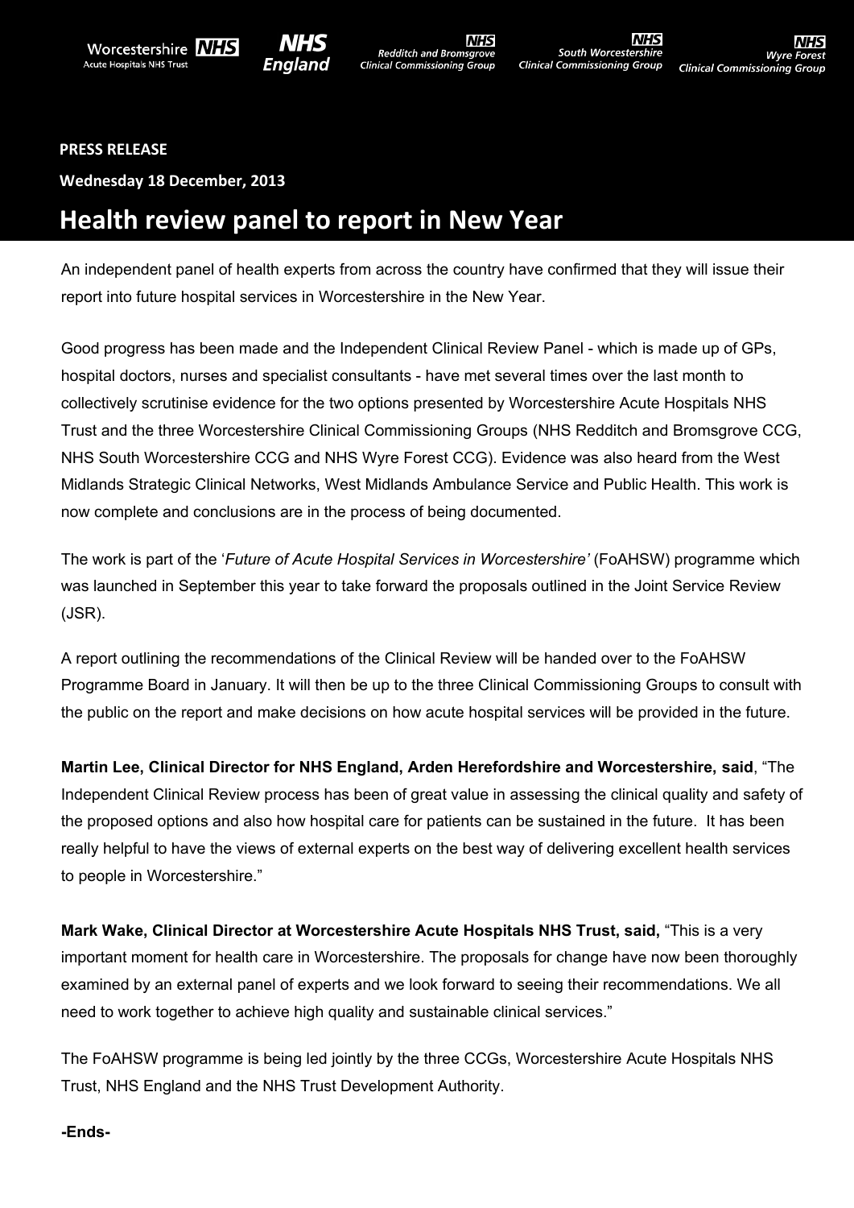Worcestershire NHS Acute Hospitals NHS Trust | NHS England | NHS Redditch and Bromsgrove Clinical Commissioning Group | NHS South Worcestershire Clinical Commissioning Group | NHS Wyre Forest Clinical Commissioning Group

**PRESS RELEASE**

**Wednesday 18 December, 2013**

# Health review panel to report in New Year

An independent panel of health experts from across the country have confirmed that they will issue their report into future hospital services in Worcestershire in the New Year.

Good progress has been made and the Independent Clinical Review Panel - which is made up of GPs, hospital doctors, nurses and specialist consultants - have met several times over the last month to collectively scrutinise evidence for the two options presented by Worcestershire Acute Hospitals NHS Trust and the three Worcestershire Clinical Commissioning Groups (NHS Redditch and Bromsgrove CCG, NHS South Worcestershire CCG and NHS Wyre Forest CCG). Evidence was also heard from the West Midlands Strategic Clinical Networks, West Midlands Ambulance Service and Public Health. This work is now complete and conclusions are in the process of being documented.

The work is part of the '*Future of Acute Hospital Services in Worcestershire'* (FoAHSW) programme which was launched in September this year to take forward the proposals outlined in the Joint Service Review (JSR).

A report outlining the recommendations of the Clinical Review will be handed over to the FoAHSW Programme Board in January. It will then be up to the three Clinical Commissioning Groups to consult with the public on the report and make decisions on how acute hospital services will be provided in the future.

**Martin Lee, Clinical Director for NHS England, Arden Herefordshire and Worcestershire, said**, "The Independent Clinical Review process has been of great value in assessing the clinical quality and safety of the proposed options and also how hospital care for patients can be sustained in the future. It has been really helpful to have the views of external experts on the best way of delivering excellent health services to people in Worcestershire."

**Mark Wake, Clinical Director at Worcestershire Acute Hospitals NHS Trust, said,** "This is a very important moment for health care in Worcestershire. The proposals for change have now been thoroughly examined by an external panel of experts and we look forward to seeing their recommendations. We all need to work together to achieve high quality and sustainable clinical services."

The FoAHSW programme is being led jointly by the three CCGs, Worcestershire Acute Hospitals NHS Trust, NHS England and the NHS Trust Development Authority.

**-Ends-**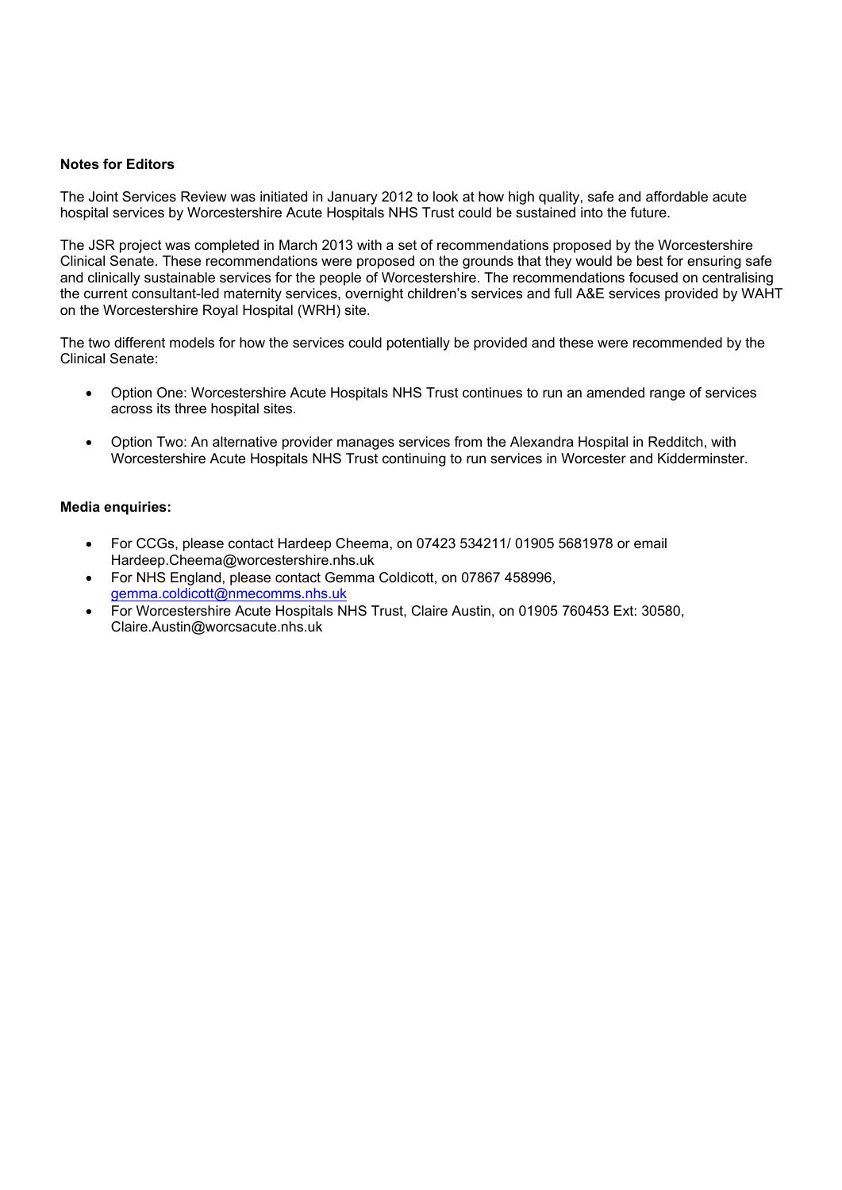**Notes for Editors**

The Joint Services Review was initiated in January 2012 to look at how high quality, safe and affordable acute hospital services by Worcestershire Acute Hospitals NHS Trust could be sustained into the future.

The JSR project was completed in March 2013 with a set of recommendations proposed by the Worcestershire Clinical Senate. These recommendations were proposed on the grounds that they would be best for ensuring safe and clinically sustainable services for the people of Worcestershire. The recommendations focused on centralising the current consultant-led maternity services, overnight children's services and full A&E services provided by WAHT on the Worcestershire Royal Hospital (WRH) site.

The two different models for how the services could potentially be provided and these were recommended by the Clinical Senate:

- Option One: Worcestershire Acute Hospitals NHS Trust continues to run an amended range of services across its three hospital sites.
- Option Two: An alternative provider manages services from the Alexandra Hospital in Redditch, with Worcestershire Acute Hospitals NHS Trust continuing to run services in Worcester and Kidderminster.

**Media enquiries:**

- For CCGs, please contact Hardeep Cheema, on 07423 534211/ 01905 5681978 or email Hardeep.Cheema@worcestershire.nhs.uk
- For NHS England, please contact Gemma Coldicott, on 07867 458996, gemma.coldicott@nmecomms.nhs.uk
- For Worcestershire Acute Hospitals NHS Trust, Claire Austin, on 01905 760453 Ext: 30580, Claire.Austin@worcsacute.nhs.uk